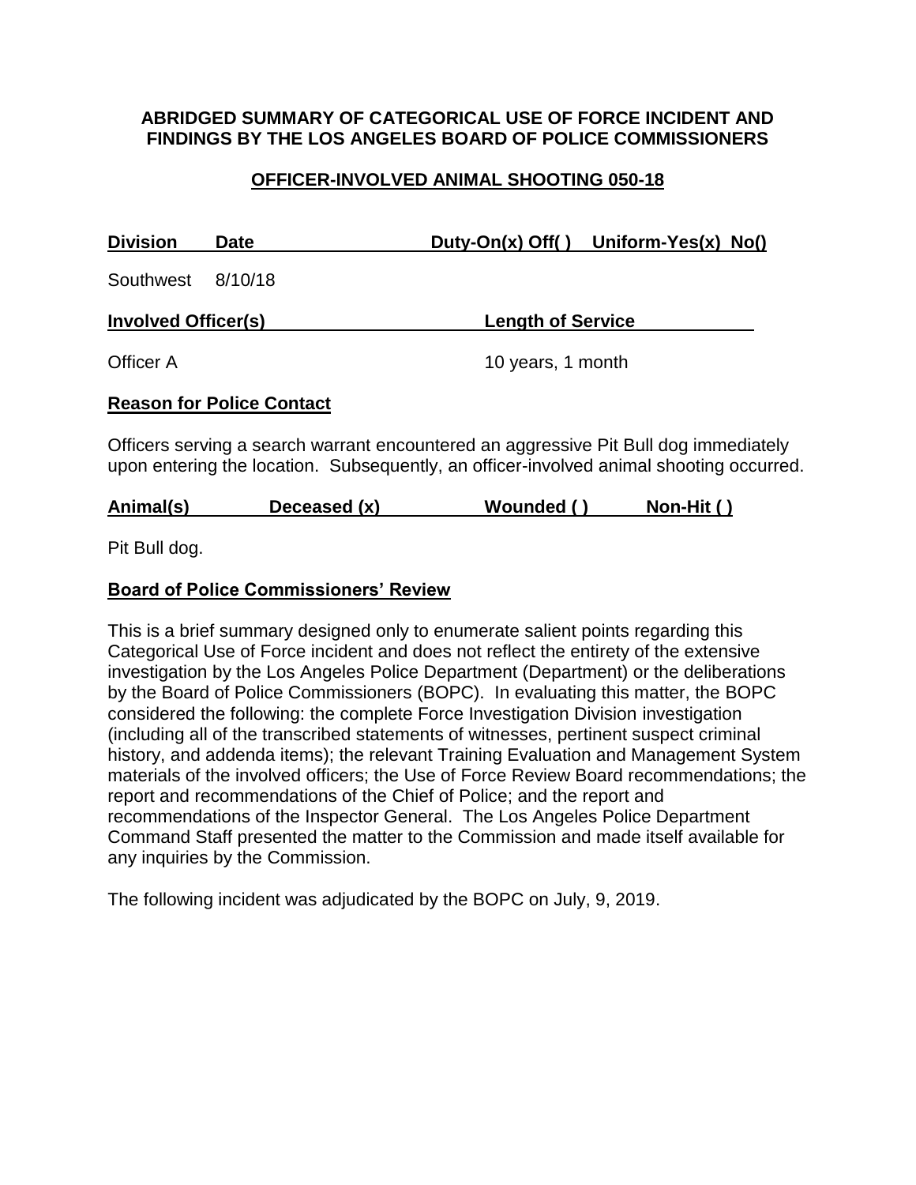**ABRIDGED SUMMARY OF CATEGORICAL USE OF FORCE INCIDENT AND FINDINGS BY THE LOS ANGELES BOARD OF POLICE COMMISSIONERS**

**OFFICER-INVOLVED ANIMAL SHOOTING 050-18**

| Division | Date | Duty-On(x) Off( ) | Uniform-Yes(x) No() |
|---|---|---|---|
| Southwest | 8/10/18 | | |

| Involved Officer(s) | Length of Service |
|---|---|
| Officer A | 10 years, 1 month |

**Reason for Police Contact**

Officers serving a search warrant encountered an aggressive Pit Bull dog immediately upon entering the location. Subsequently, an officer-involved animal shooting occurred.

| Animal(s) | Deceased (x) | Wounded ( ) | Non-Hit ( ) |
|---|---|---|---|

Pit Bull dog.

**Board of Police Commissioners' Review**

This is a brief summary designed only to enumerate salient points regarding this Categorical Use of Force incident and does not reflect the entirety of the extensive investigation by the Los Angeles Police Department (Department) or the deliberations by the Board of Police Commissioners (BOPC). In evaluating this matter, the BOPC considered the following: the complete Force Investigation Division investigation (including all of the transcribed statements of witnesses, pertinent suspect criminal history, and addenda items); the relevant Training Evaluation and Management System materials of the involved officers; the Use of Force Review Board recommendations; the report and recommendations of the Chief of Police; and the report and recommendations of the Inspector General. The Los Angeles Police Department Command Staff presented the matter to the Commission and made itself available for any inquiries by the Commission.

The following incident was adjudicated by the BOPC on July, 9, 2019.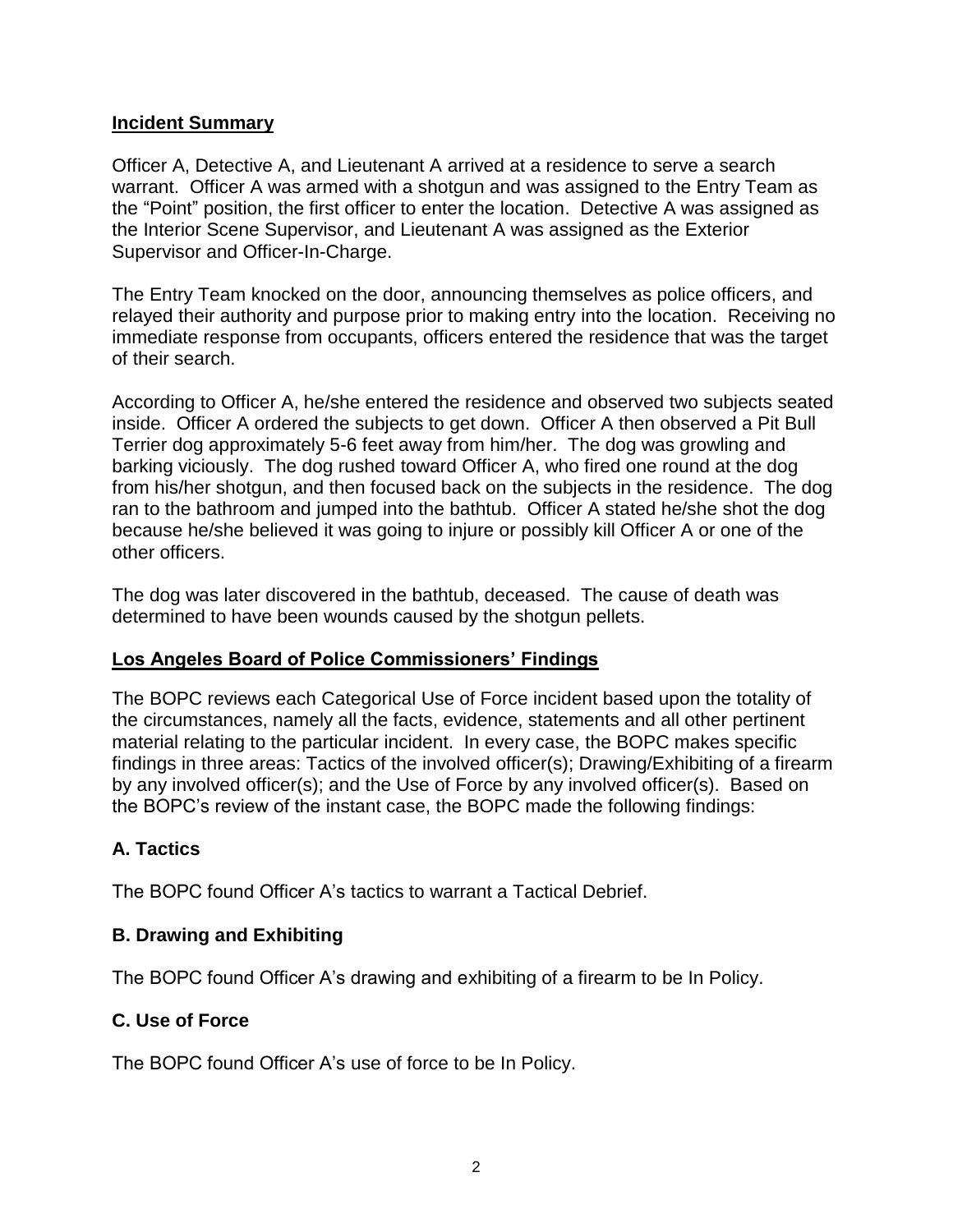## Incident Summary

Officer A, Detective A, and Lieutenant A arrived at a residence to serve a search warrant. Officer A was armed with a shotgun and was assigned to the Entry Team as the "Point" position, the first officer to enter the location. Detective A was assigned as the Interior Scene Supervisor, and Lieutenant A was assigned as the Exterior Supervisor and Officer-In-Charge.

The Entry Team knocked on the door, announcing themselves as police officers, and relayed their authority and purpose prior to making entry into the location. Receiving no immediate response from occupants, officers entered the residence that was the target of their search.

According to Officer A, he/she entered the residence and observed two subjects seated inside. Officer A ordered the subjects to get down. Officer A then observed a Pit Bull Terrier dog approximately 5-6 feet away from him/her. The dog was growling and barking viciously. The dog rushed toward Officer A, who fired one round at the dog from his/her shotgun, and then focused back on the subjects in the residence. The dog ran to the bathroom and jumped into the bathtub. Officer A stated he/she shot the dog because he/she believed it was going to injure or possibly kill Officer A or one of the other officers.

The dog was later discovered in the bathtub, deceased. The cause of death was determined to have been wounds caused by the shotgun pellets.

## Los Angeles Board of Police Commissioners' Findings

The BOPC reviews each Categorical Use of Force incident based upon the totality of the circumstances, namely all the facts, evidence, statements and all other pertinent material relating to the particular incident. In every case, the BOPC makes specific findings in three areas: Tactics of the involved officer(s); Drawing/Exhibiting of a firearm by any involved officer(s); and the Use of Force by any involved officer(s). Based on the BOPC's review of the instant case, the BOPC made the following findings:

### A. Tactics

The BOPC found Officer A's tactics to warrant a Tactical Debrief.

### B. Drawing and Exhibiting

The BOPC found Officer A's drawing and exhibiting of a firearm to be In Policy.

### C. Use of Force

The BOPC found Officer A's use of force to be In Policy.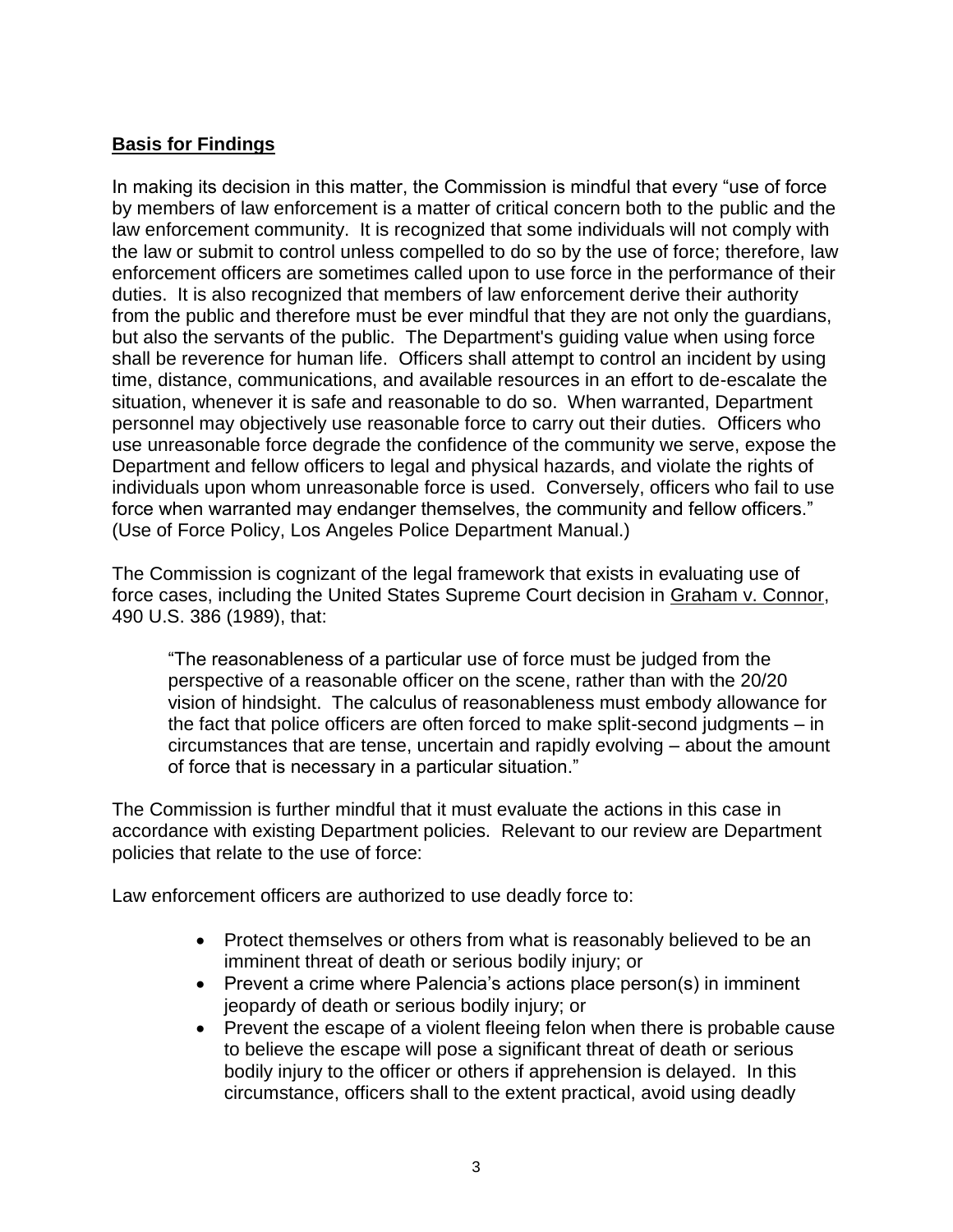## **Basis for Findings**

In making its decision in this matter, the Commission is mindful that every "use of force by members of law enforcement is a matter of critical concern both to the public and the law enforcement community. It is recognized that some individuals will not comply with the law or submit to control unless compelled to do so by the use of force; therefore, law enforcement officers are sometimes called upon to use force in the performance of their duties. It is also recognized that members of law enforcement derive their authority from the public and therefore must be ever mindful that they are not only the guardians, but also the servants of the public. The Department's guiding value when using force shall be reverence for human life. Officers shall attempt to control an incident by using time, distance, communications, and available resources in an effort to de-escalate the situation, whenever it is safe and reasonable to do so. When warranted, Department personnel may objectively use reasonable force to carry out their duties. Officers who use unreasonable force degrade the confidence of the community we serve, expose the Department and fellow officers to legal and physical hazards, and violate the rights of individuals upon whom unreasonable force is used. Conversely, officers who fail to use force when warranted may endanger themselves, the community and fellow officers." (Use of Force Policy, Los Angeles Police Department Manual.)

The Commission is cognizant of the legal framework that exists in evaluating use of force cases, including the United States Supreme Court decision in Graham v. Connor, 490 U.S. 386 (1989), that:

> "The reasonableness of a particular use of force must be judged from the perspective of a reasonable officer on the scene, rather than with the 20/20 vision of hindsight. The calculus of reasonableness must embody allowance for the fact that police officers are often forced to make split-second judgments – in circumstances that are tense, uncertain and rapidly evolving – about the amount of force that is necessary in a particular situation."

The Commission is further mindful that it must evaluate the actions in this case in accordance with existing Department policies. Relevant to our review are Department policies that relate to the use of force:

Law enforcement officers are authorized to use deadly force to:

- Protect themselves or others from what is reasonably believed to be an imminent threat of death or serious bodily injury; or
- Prevent a crime where Palencia's actions place person(s) in imminent jeopardy of death or serious bodily injury; or
- Prevent the escape of a violent fleeing felon when there is probable cause to believe the escape will pose a significant threat of death or serious bodily injury to the officer or others if apprehension is delayed. In this circumstance, officers shall to the extent practical, avoid using deadly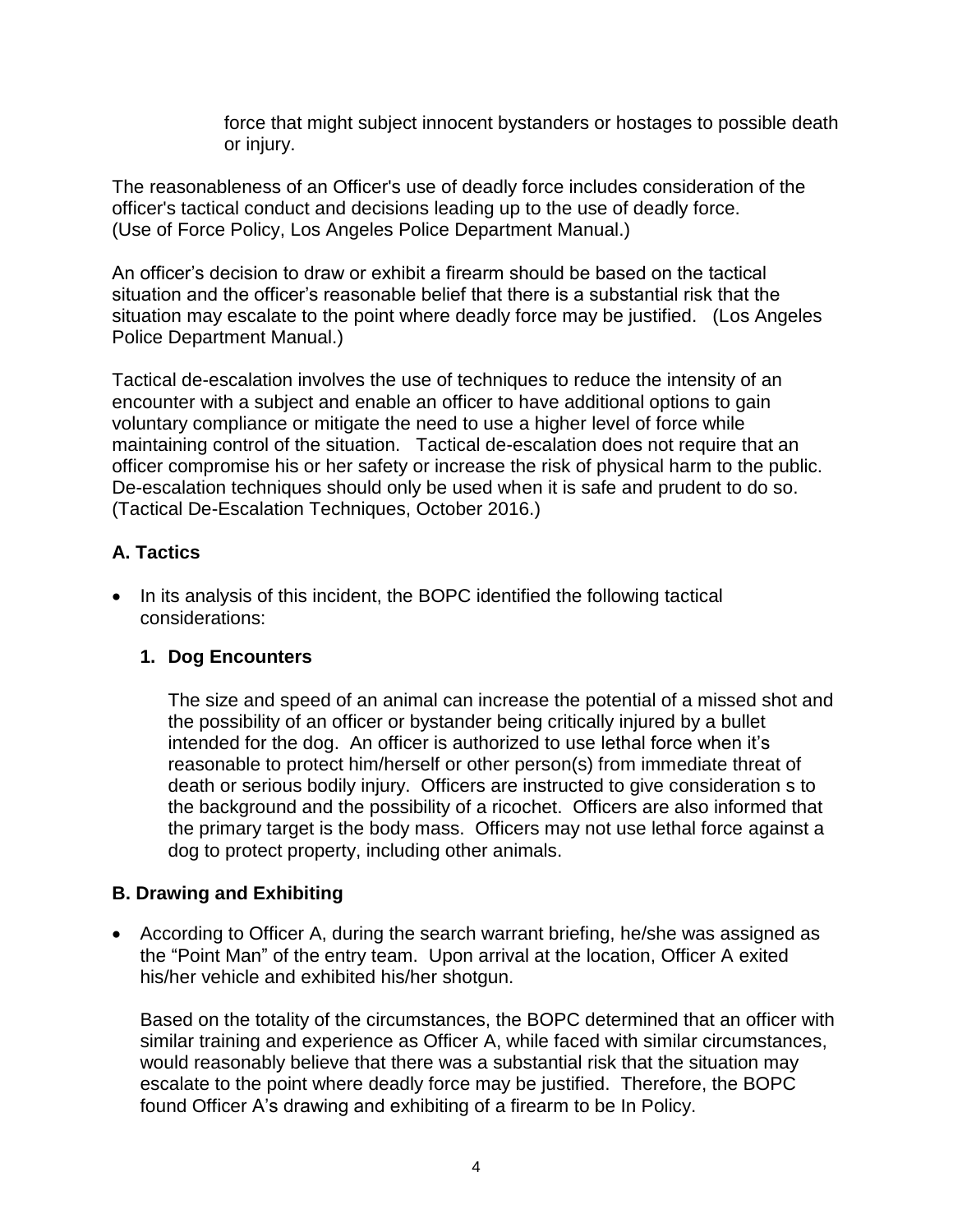force that might subject innocent bystanders or hostages to possible death or injury.

The reasonableness of an Officer's use of deadly force includes consideration of the officer's tactical conduct and decisions leading up to the use of deadly force. (Use of Force Policy, Los Angeles Police Department Manual.)

An officer's decision to draw or exhibit a firearm should be based on the tactical situation and the officer's reasonable belief that there is a substantial risk that the situation may escalate to the point where deadly force may be justified. (Los Angeles Police Department Manual.)

Tactical de-escalation involves the use of techniques to reduce the intensity of an encounter with a subject and enable an officer to have additional options to gain voluntary compliance or mitigate the need to use a higher level of force while maintaining control of the situation. Tactical de-escalation does not require that an officer compromise his or her safety or increase the risk of physical harm to the public. De-escalation techniques should only be used when it is safe and prudent to do so. (Tactical De-Escalation Techniques, October 2016.)

## A. Tactics

- In its analysis of this incident, the BOPC identified the following tactical considerations:

### 1. Dog Encounters

The size and speed of an animal can increase the potential of a missed shot and the possibility of an officer or bystander being critically injured by a bullet intended for the dog. An officer is authorized to use lethal force when it's reasonable to protect him/herself or other person(s) from immediate threat of death or serious bodily injury. Officers are instructed to give consideration s to the background and the possibility of a ricochet. Officers are also informed that the primary target is the body mass. Officers may not use lethal force against a dog to protect property, including other animals.

## B. Drawing and Exhibiting

- According to Officer A, during the search warrant briefing, he/she was assigned as the "Point Man" of the entry team. Upon arrival at the location, Officer A exited his/her vehicle and exhibited his/her shotgun.

  Based on the totality of the circumstances, the BOPC determined that an officer with similar training and experience as Officer A, while faced with similar circumstances, would reasonably believe that there was a substantial risk that the situation may escalate to the point where deadly force may be justified. Therefore, the BOPC found Officer A's drawing and exhibiting of a firearm to be In Policy.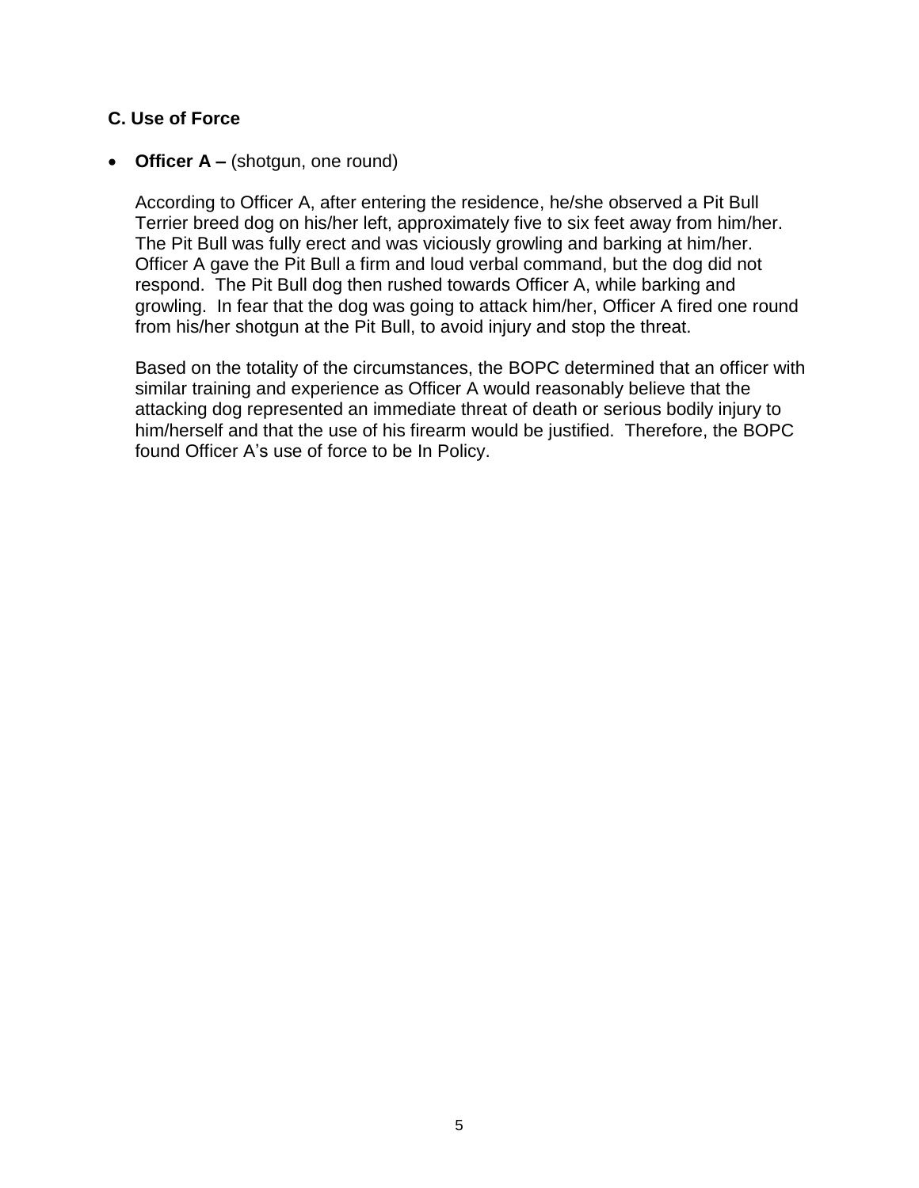### C. Use of Force

- **Officer A –** (shotgun, one round)

  According to Officer A, after entering the residence, he/she observed a Pit Bull Terrier breed dog on his/her left, approximately five to six feet away from him/her. The Pit Bull was fully erect and was viciously growling and barking at him/her. Officer A gave the Pit Bull a firm and loud verbal command, but the dog did not respond. The Pit Bull dog then rushed towards Officer A, while barking and growling. In fear that the dog was going to attack him/her, Officer A fired one round from his/her shotgun at the Pit Bull, to avoid injury and stop the threat.

  Based on the totality of the circumstances, the BOPC determined that an officer with similar training and experience as Officer A would reasonably believe that the attacking dog represented an immediate threat of death or serious bodily injury to him/herself and that the use of his firearm would be justified. Therefore, the BOPC found Officer A's use of force to be In Policy.